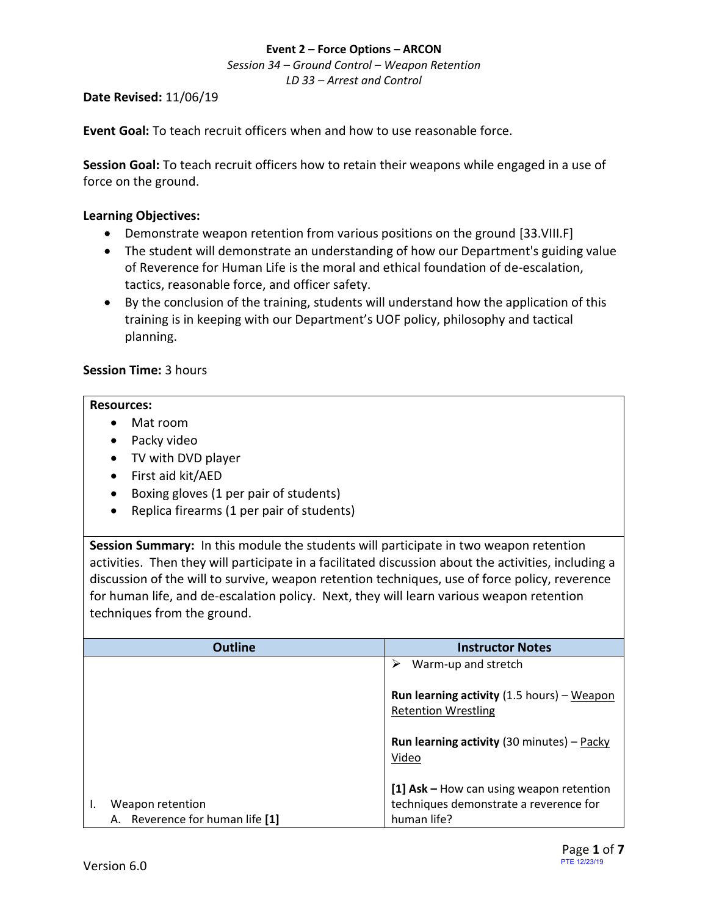**Event 2 – Force Options – ARCON**

*Session 34 – Ground Control – Weapon Retention*

*LD 33 – Arrest and Control*

**Date Revised:** 11/06/19

**Event Goal:** To teach recruit officers when and how to use reasonable force.

**Session Goal:** To teach recruit officers how to retain their weapons while engaged in a use of force on the ground.

**Learning Objectives:**

- Demonstrate weapon retention from various positions on the ground [33.VIII.F]
- The student will demonstrate an understanding of how our Department's guiding value of Reverence for Human Life is the moral and ethical foundation of de-escalation, tactics, reasonable force, and officer safety.
- By the conclusion of the training, students will understand how the application of this training is in keeping with our Department's UOF policy, philosophy and tactical planning.

**Session Time:** 3 hours

**Resources:**

- Mat room
- Packy video
- TV with DVD player
- First aid kit/AED
- Boxing gloves (1 per pair of students)
- Replica firearms (1 per pair of students)

**Session Summary:** In this module the students will participate in two weapon retention activities. Then they will participate in a facilitated discussion about the activities, including a discussion of the will to survive, weapon retention techniques, use of force policy, reverence for human life, and de-escalation policy. Next, they will learn various weapon retention techniques from the ground.

| Outline | Instructor Notes |
| --- | --- |
| | ➢ Warm-up and stretch<br><br>**Run learning activity** (1.5 hours) – Weapon Retention Wrestling<br><br>**Run learning activity** (30 minutes) – Packy Video |
| I. Weapon retention<br>A. Reverence for human life **[1]** | **[1] Ask –** How can using weapon retention techniques demonstrate a reverence for human life? |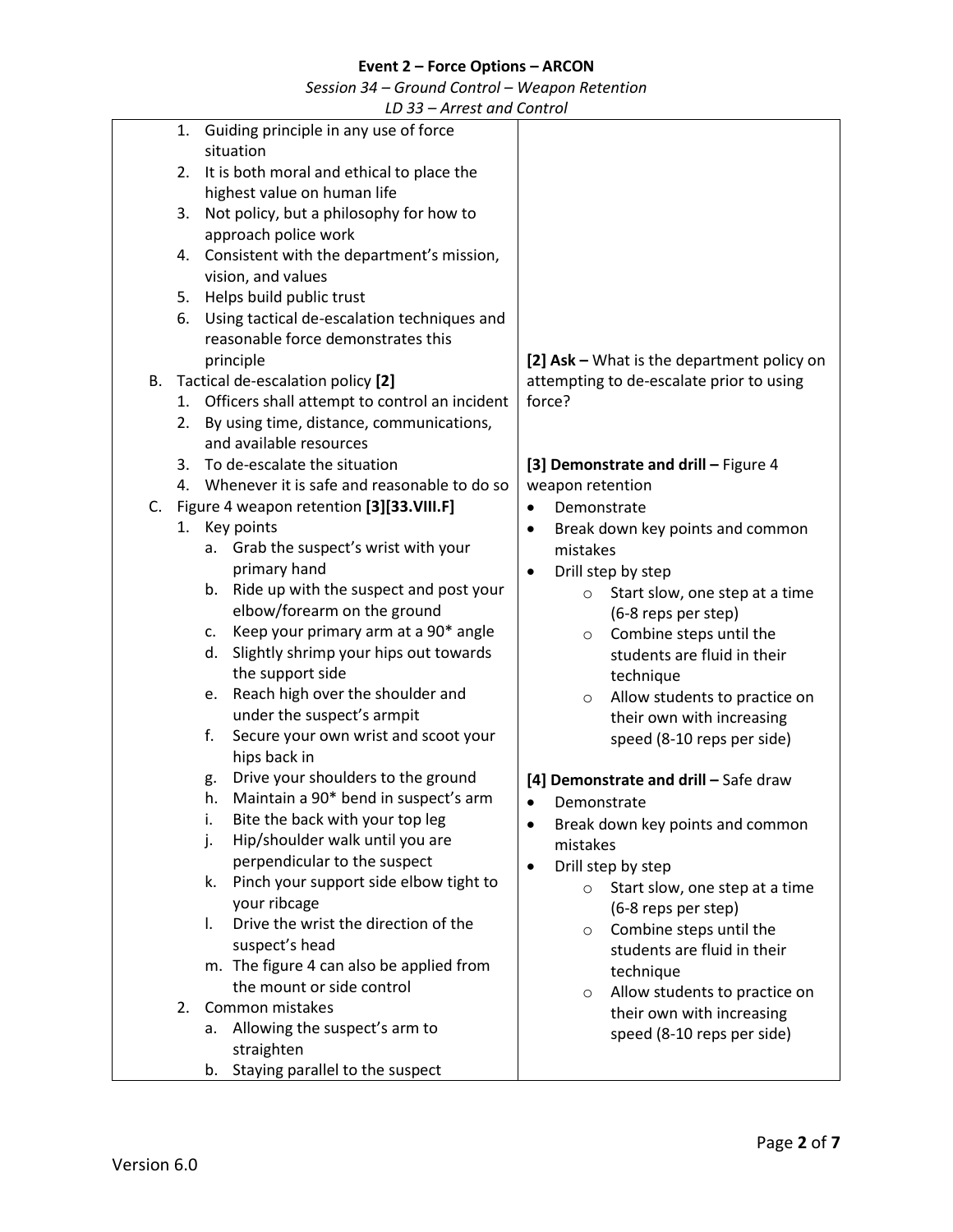**Event 2 – Force Options – ARCON**

*Session 34 – Ground Control – Weapon Retention*

*LD 33 – Arrest and Control*

| | |
|---|---|
| 1. Guiding principle in any use of force situation<br>2. It is both moral and ethical to place the highest value on human life<br>3. Not policy, but a philosophy for how to approach police work<br>4. Consistent with the department's mission, vision, and values<br>5. Helps build public trust<br>6. Using tactical de-escalation techniques and reasonable force demonstrates this principle | |
| B. Tactical de-escalation policy **[2]**<br>1. Officers shall attempt to control an incident<br>2. By using time, distance, communications, and available resources<br>3. To de-escalate the situation<br>4. Whenever it is safe and reasonable to do so | **[2] Ask –** What is the department policy on attempting to de-escalate prior to using force? |
| C. Figure 4 weapon retention **[3][33.VIII.F]**<br>1. Key points<br>a. Grab the suspect's wrist with your primary hand<br>b. Ride up with the suspect and post your elbow/forearm on the ground<br>c. Keep your primary arm at a 90* angle<br>d. Slightly shrimp your hips out towards the support side<br>e. Reach high over the shoulder and under the suspect's armpit<br>f. Secure your own wrist and scoot your hips back in<br>g. Drive your shoulders to the ground<br>h. Maintain a 90* bend in suspect's arm<br>i. Bite the back with your top leg<br>j. Hip/shoulder walk until you are perpendicular to the suspect<br>k. Pinch your support side elbow tight to your ribcage<br>l. Drive the wrist the direction of the suspect's head<br>m. The figure 4 can also be applied from the mount or side control<br>2. Common mistakes<br>a. Allowing the suspect's arm to straighten<br>b. Staying parallel to the suspect | **[3] Demonstrate and drill –** Figure 4 weapon retention<br>• Demonstrate<br>• Break down key points and common mistakes<br>• Drill step by step<br>&nbsp;&nbsp;○ Start slow, one step at a time (6-8 reps per step)<br>&nbsp;&nbsp;○ Combine steps until the students are fluid in their technique<br>&nbsp;&nbsp;○ Allow students to practice on their own with increasing speed (8-10 reps per side)<br><br>**[4] Demonstrate and drill –** Safe draw<br>• Demonstrate<br>• Break down key points and common mistakes<br>• Drill step by step<br>&nbsp;&nbsp;○ Start slow, one step at a time (6-8 reps per step)<br>&nbsp;&nbsp;○ Combine steps until the students are fluid in their technique<br>&nbsp;&nbsp;○ Allow students to practice on their own with increasing speed (8-10 reps per side) |

Version 6.0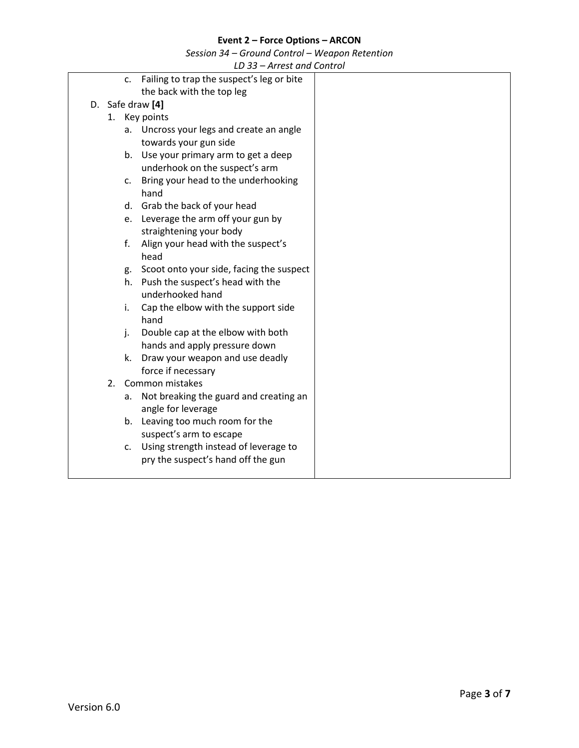c. Failing to trap the suspect's leg or bite the back with the top leg

D. Safe draw **[4]**

1. Key points
    a. Uncross your legs and create an angle towards your gun side
    b. Use your primary arm to get a deep underhook on the suspect's arm
    c. Bring your head to the underhooking hand
    d. Grab the back of your head
    e. Leverage the arm off your gun by straightening your body
    f. Align your head with the suspect's head
    g. Scoot onto your side, facing the suspect
    h. Push the suspect's head with the underhooked hand
    i. Cap the elbow with the support side hand
    j. Double cap at the elbow with both hands and apply pressure down
    k. Draw your weapon and use deadly force if necessary
2. Common mistakes
    a. Not breaking the guard and creating an angle for leverage
    b. Leaving too much room for the suspect's arm to escape
    c. Using strength instead of leverage to pry the suspect's hand off the gun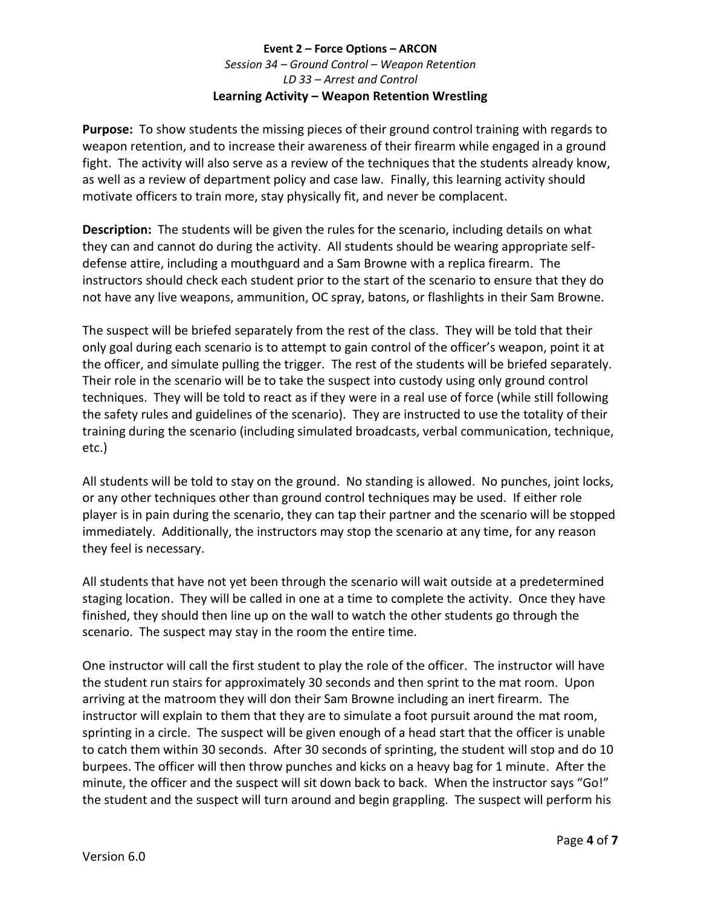**Event 2 – Force Options – ARCON**

*Session 34 – Ground Control – Weapon Retention*

*LD 33 – Arrest and Control*

**Learning Activity – Weapon Retention Wrestling**

**Purpose:** To show students the missing pieces of their ground control training with regards to weapon retention, and to increase their awareness of their firearm while engaged in a ground fight. The activity will also serve as a review of the techniques that the students already know, as well as a review of department policy and case law. Finally, this learning activity should motivate officers to train more, stay physically fit, and never be complacent.

**Description:** The students will be given the rules for the scenario, including details on what they can and cannot do during the activity. All students should be wearing appropriate self-defense attire, including a mouthguard and a Sam Browne with a replica firearm. The instructors should check each student prior to the start of the scenario to ensure that they do not have any live weapons, ammunition, OC spray, batons, or flashlights in their Sam Browne.

The suspect will be briefed separately from the rest of the class. They will be told that their only goal during each scenario is to attempt to gain control of the officer's weapon, point it at the officer, and simulate pulling the trigger. The rest of the students will be briefed separately. Their role in the scenario will be to take the suspect into custody using only ground control techniques. They will be told to react as if they were in a real use of force (while still following the safety rules and guidelines of the scenario). They are instructed to use the totality of their training during the scenario (including simulated broadcasts, verbal communication, technique, etc.)

All students will be told to stay on the ground. No standing is allowed. No punches, joint locks, or any other techniques other than ground control techniques may be used. If either role player is in pain during the scenario, they can tap their partner and the scenario will be stopped immediately. Additionally, the instructors may stop the scenario at any time, for any reason they feel is necessary.

All students that have not yet been through the scenario will wait outside at a predetermined staging location. They will be called in one at a time to complete the activity. Once they have finished, they should then line up on the wall to watch the other students go through the scenario. The suspect may stay in the room the entire time.

One instructor will call the first student to play the role of the officer. The instructor will have the student run stairs for approximately 30 seconds and then sprint to the mat room. Upon arriving at the matroom they will don their Sam Browne including an inert firearm. The instructor will explain to them that they are to simulate a foot pursuit around the mat room, sprinting in a circle. The suspect will be given enough of a head start that the officer is unable to catch them within 30 seconds. After 30 seconds of sprinting, the student will stop and do 10 burpees. The officer will then throw punches and kicks on a heavy bag for 1 minute. After the minute, the officer and the suspect will sit down back to back. When the instructor says "Go!" the student and the suspect will turn around and begin grappling. The suspect will perform his

Version 6.0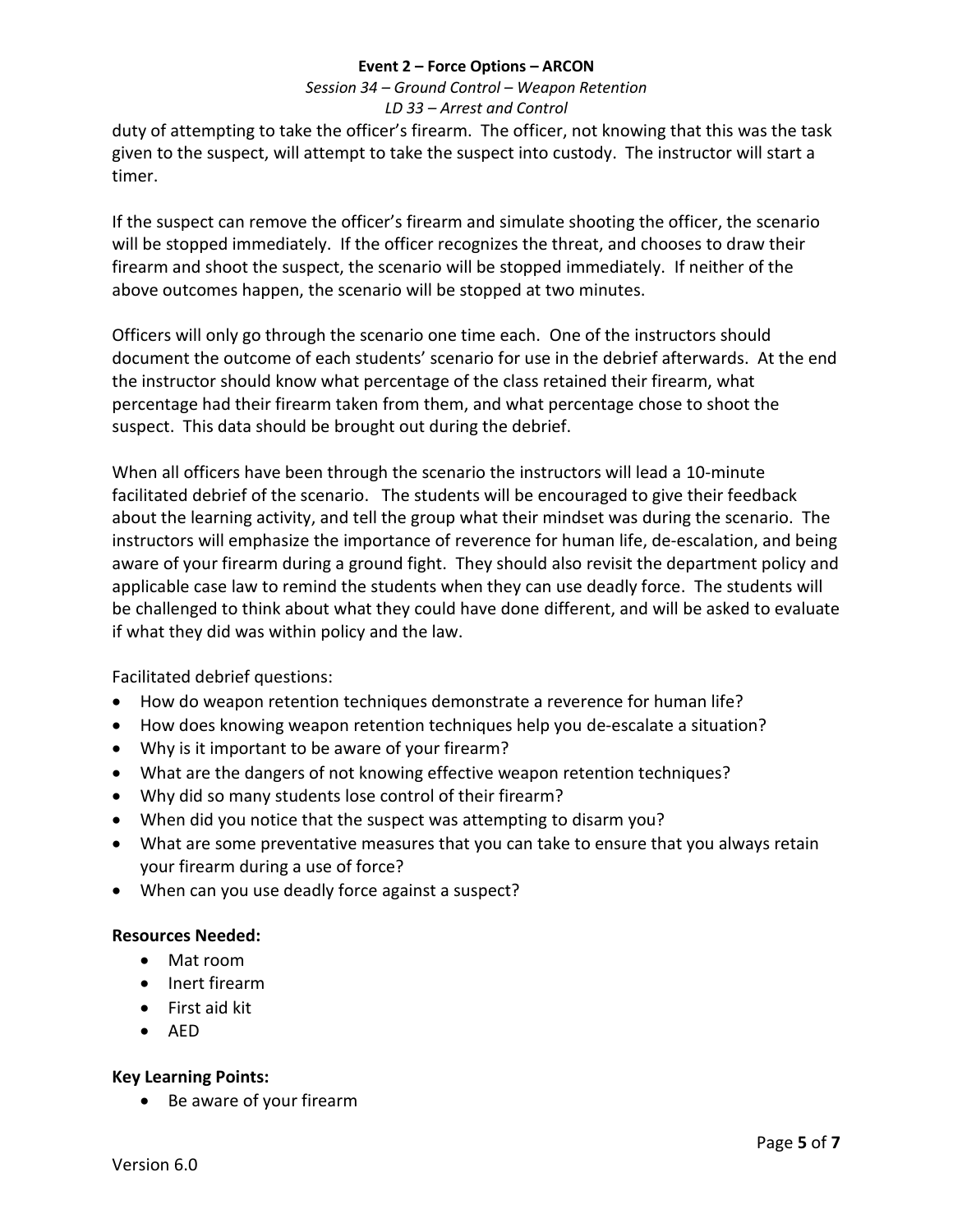duty of attempting to take the officer's firearm. The officer, not knowing that this was the task given to the suspect, will attempt to take the suspect into custody. The instructor will start a timer.

If the suspect can remove the officer's firearm and simulate shooting the officer, the scenario will be stopped immediately. If the officer recognizes the threat, and chooses to draw their firearm and shoot the suspect, the scenario will be stopped immediately. If neither of the above outcomes happen, the scenario will be stopped at two minutes.

Officers will only go through the scenario one time each. One of the instructors should document the outcome of each students' scenario for use in the debrief afterwards. At the end the instructor should know what percentage of the class retained their firearm, what percentage had their firearm taken from them, and what percentage chose to shoot the suspect. This data should be brought out during the debrief.

When all officers have been through the scenario the instructors will lead a 10-minute facilitated debrief of the scenario. The students will be encouraged to give their feedback about the learning activity, and tell the group what their mindset was during the scenario. The instructors will emphasize the importance of reverence for human life, de-escalation, and being aware of your firearm during a ground fight. They should also revisit the department policy and applicable case law to remind the students when they can use deadly force. The students will be challenged to think about what they could have done different, and will be asked to evaluate if what they did was within policy and the law.

Facilitated debrief questions:

- How do weapon retention techniques demonstrate a reverence for human life?
- How does knowing weapon retention techniques help you de-escalate a situation?
- Why is it important to be aware of your firearm?
- What are the dangers of not knowing effective weapon retention techniques?
- Why did so many students lose control of their firearm?
- When did you notice that the suspect was attempting to disarm you?
- What are some preventative measures that you can take to ensure that you always retain your firearm during a use of force?
- When can you use deadly force against a suspect?

**Resources Needed:**

- Mat room
- Inert firearm
- First aid kit
- AED

**Key Learning Points:**

- Be aware of your firearm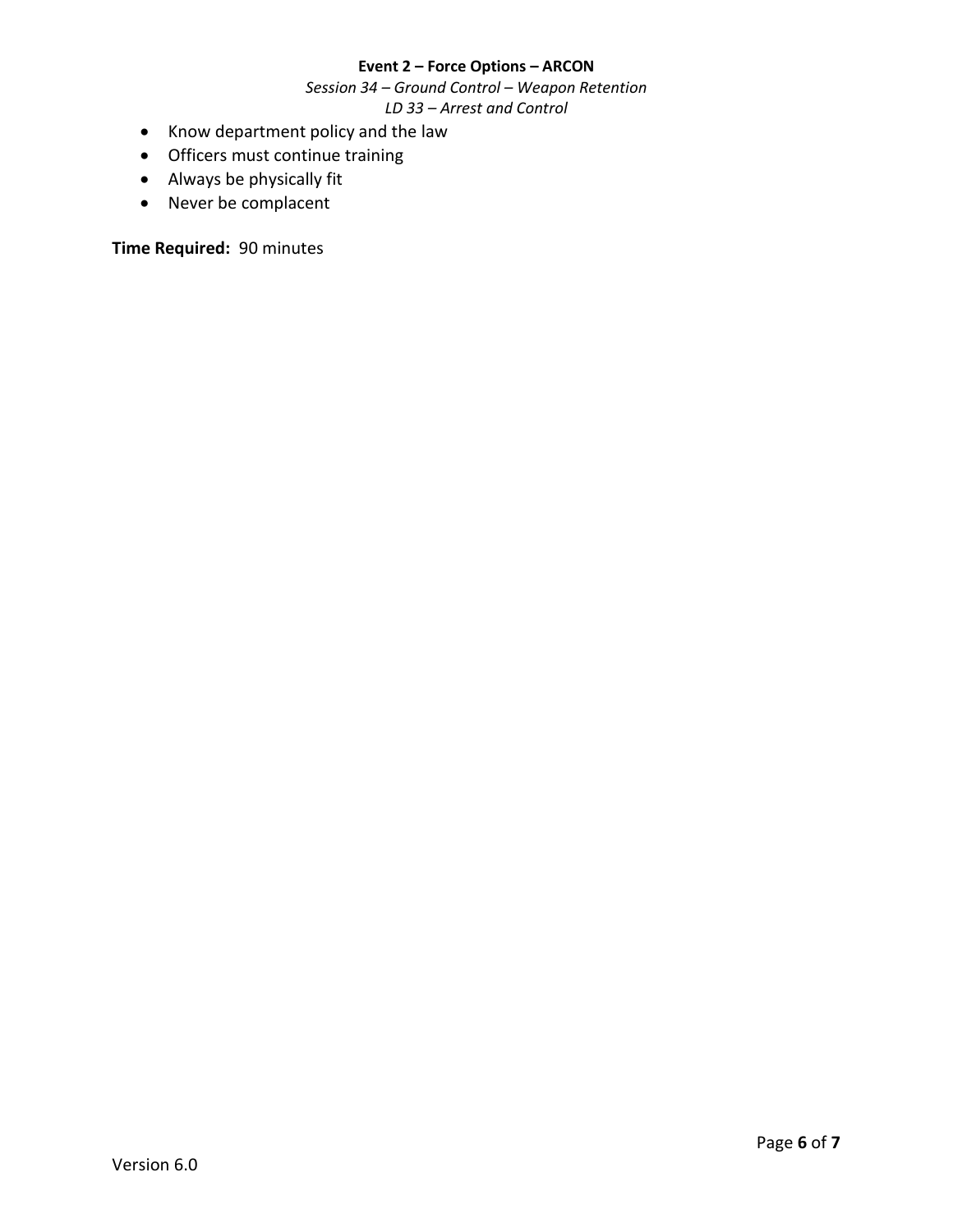- Know department policy and the law
- Officers must continue training
- Always be physically fit
- Never be complacent

**Time Required:** 90 minutes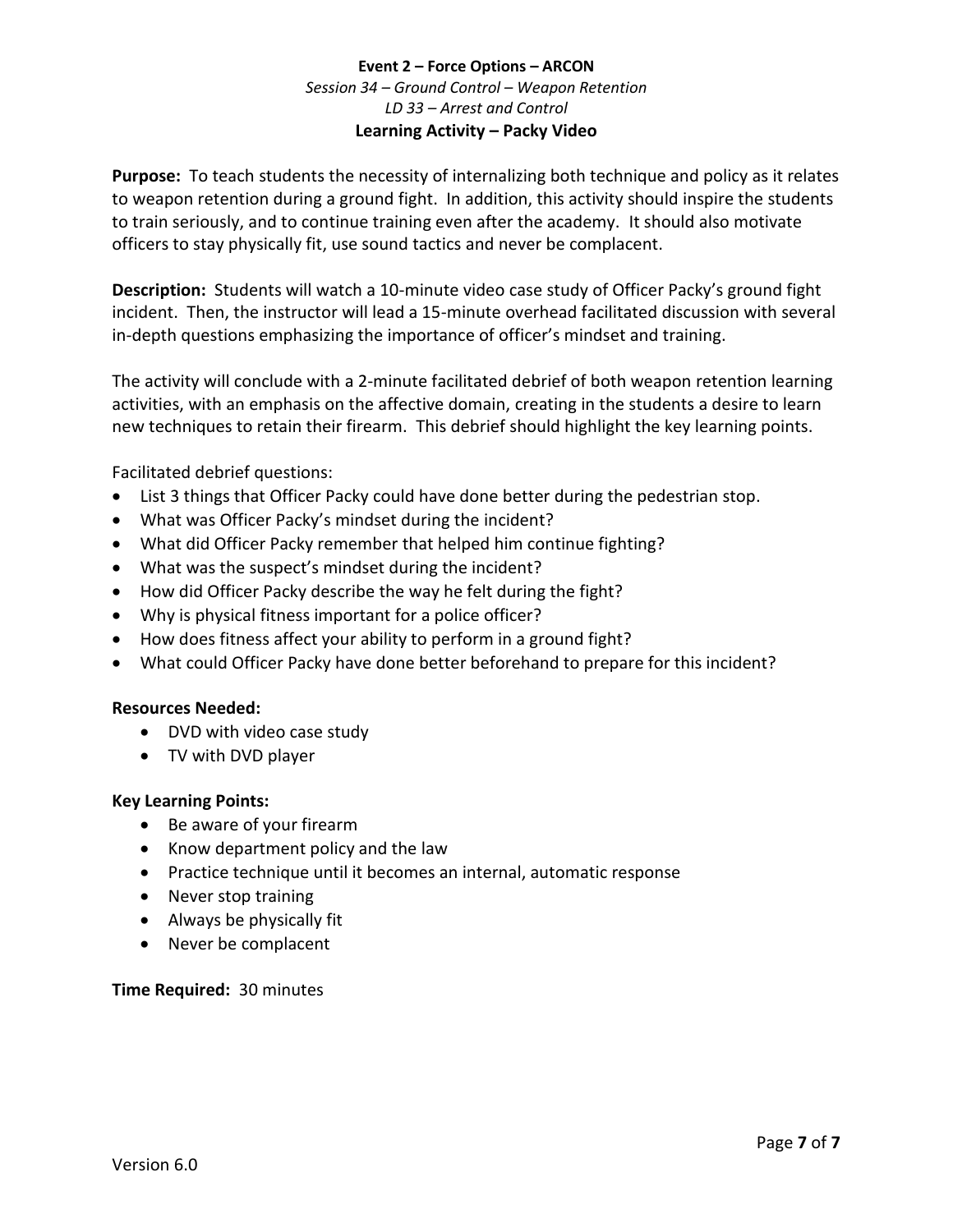**Event 2 – Force Options – ARCON**

*Session 34 – Ground Control – Weapon Retention*

*LD 33 – Arrest and Control*

**Learning Activity – Packy Video**

**Purpose:** To teach students the necessity of internalizing both technique and policy as it relates to weapon retention during a ground fight. In addition, this activity should inspire the students to train seriously, and to continue training even after the academy. It should also motivate officers to stay physically fit, use sound tactics and never be complacent.

**Description:** Students will watch a 10-minute video case study of Officer Packy's ground fight incident. Then, the instructor will lead a 15-minute overhead facilitated discussion with several in-depth questions emphasizing the importance of officer's mindset and training.

The activity will conclude with a 2-minute facilitated debrief of both weapon retention learning activities, with an emphasis on the affective domain, creating in the students a desire to learn new techniques to retain their firearm. This debrief should highlight the key learning points.

Facilitated debrief questions:

- List 3 things that Officer Packy could have done better during the pedestrian stop.
- What was Officer Packy's mindset during the incident?
- What did Officer Packy remember that helped him continue fighting?
- What was the suspect's mindset during the incident?
- How did Officer Packy describe the way he felt during the fight?
- Why is physical fitness important for a police officer?
- How does fitness affect your ability to perform in a ground fight?
- What could Officer Packy have done better beforehand to prepare for this incident?

**Resources Needed:**

- DVD with video case study
- TV with DVD player

**Key Learning Points:**

- Be aware of your firearm
- Know department policy and the law
- Practice technique until it becomes an internal, automatic response
- Never stop training
- Always be physically fit
- Never be complacent

**Time Required:** 30 minutes

Version 6.0